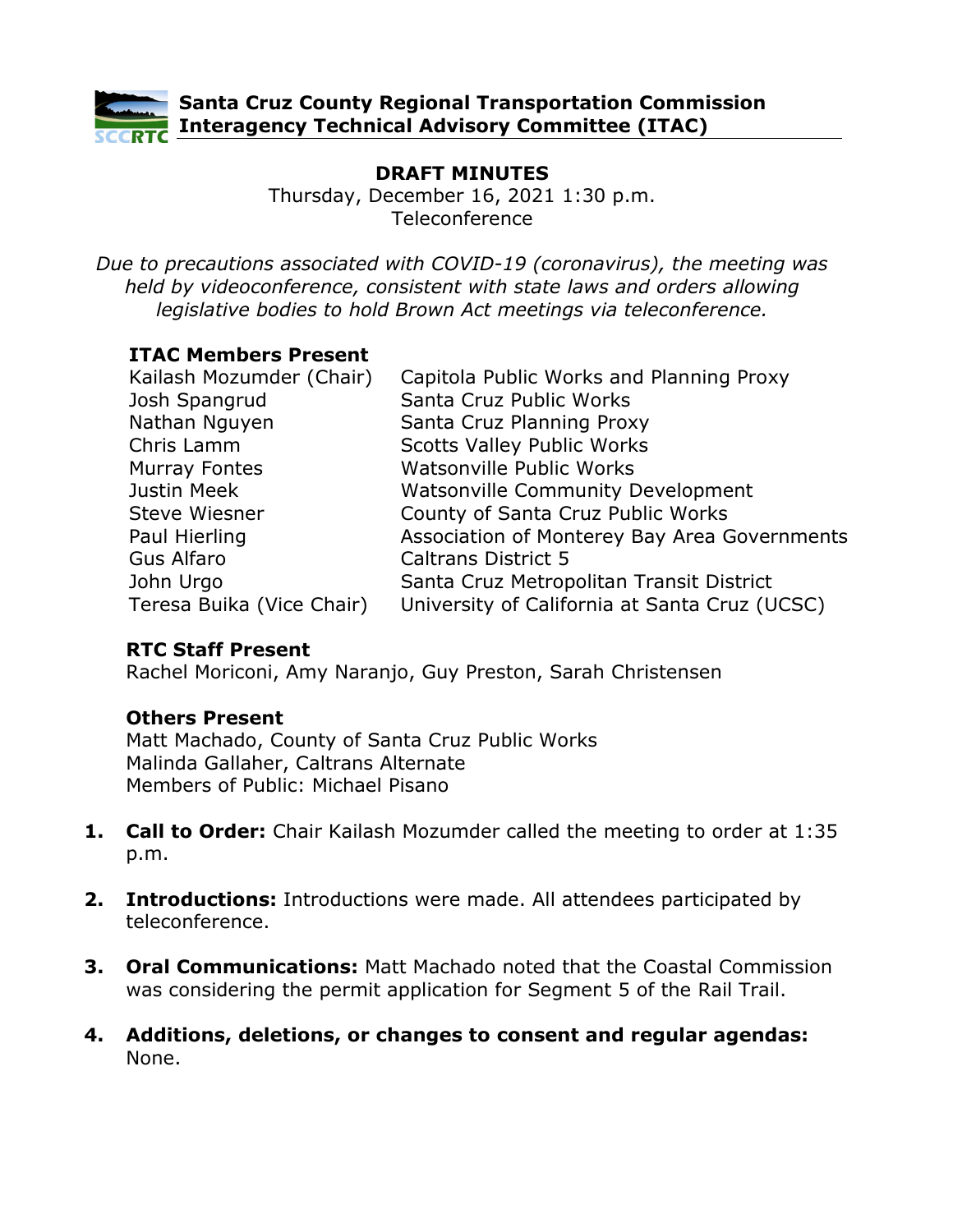# Santa Cruz County Regional Transportation Commission
# Interagency Technical Advisory Committee (ITAC)

## DRAFT MINUTES

Thursday, December 16, 2021 1:30 p.m.
Teleconference

*Due to precautions associated with COVID-19 (coronavirus), the meeting was held by videoconference, consistent with state laws and orders allowing legislative bodies to hold Brown Act meetings via teleconference.*

### ITAC Members Present

| | |
|---|---|
| Kailash Mozumder (Chair) | Capitola Public Works and Planning Proxy |
| Josh Spangrud | Santa Cruz Public Works |
| Nathan Nguyen | Santa Cruz Planning Proxy |
| Chris Lamm | Scotts Valley Public Works |
| Murray Fontes | Watsonville Public Works |
| Justin Meek | Watsonville Community Development |
| Steve Wiesner | County of Santa Cruz Public Works |
| Paul Hierling | Association of Monterey Bay Area Governments |
| Gus Alfaro | Caltrans District 5 |
| John Urgo | Santa Cruz Metropolitan Transit District |
| Teresa Buika (Vice Chair) | University of California at Santa Cruz (UCSC) |

### RTC Staff Present

Rachel Moriconi, Amy Naranjo, Guy Preston, Sarah Christensen

### Others Present

Matt Machado, County of Santa Cruz Public Works
Malinda Gallaher, Caltrans Alternate
Members of Public: Michael Pisano

1. **Call to Order:** Chair Kailash Mozumder called the meeting to order at 1:35 p.m.

2. **Introductions:** Introductions were made. All attendees participated by teleconference.

3. **Oral Communications:** Matt Machado noted that the Coastal Commission was considering the permit application for Segment 5 of the Rail Trail.

4. **Additions, deletions, or changes to consent and regular agendas:** None.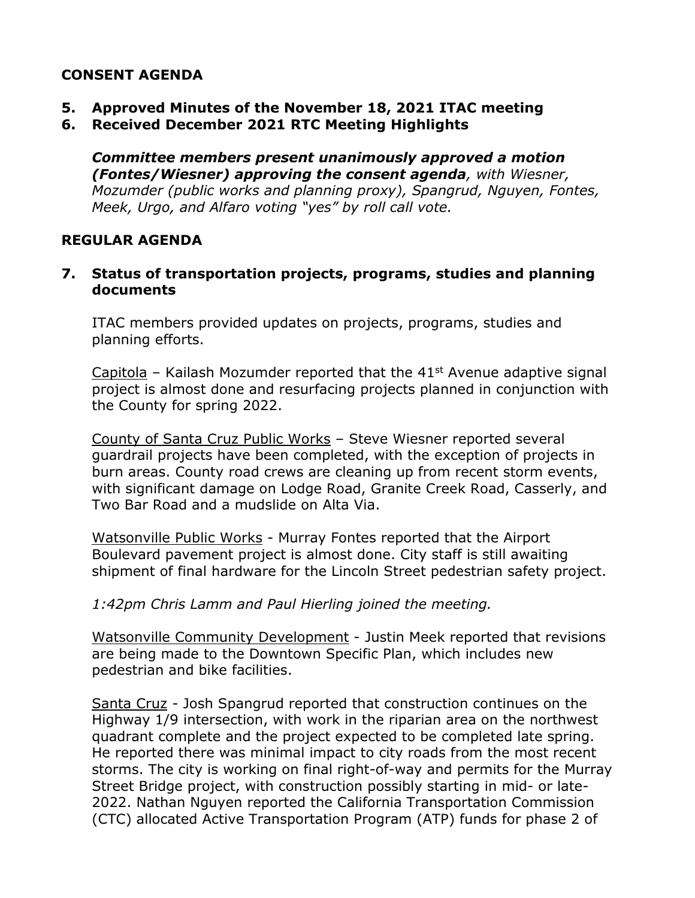## CONSENT AGENDA

**5. Approved Minutes of the November 18, 2021 ITAC meeting**

**6. Received December 2021 RTC Meeting Highlights**

***Committee members present unanimously approved a motion (Fontes/Wiesner) approving the consent agenda**, with Wiesner, Mozumder (public works and planning proxy), Spangrud, Nguyen, Fontes, Meek, Urgo, and Alfaro voting "yes" by roll call vote.*

## REGULAR AGENDA

**7. Status of transportation projects, programs, studies and planning documents**

ITAC members provided updates on projects, programs, studies and planning efforts.

Capitola – Kailash Mozumder reported that the 41st Avenue adaptive signal project is almost done and resurfacing projects planned in conjunction with the County for spring 2022.

County of Santa Cruz Public Works – Steve Wiesner reported several guardrail projects have been completed, with the exception of projects in burn areas. County road crews are cleaning up from recent storm events, with significant damage on Lodge Road, Granite Creek Road, Casserly, and Two Bar Road and a mudslide on Alta Via.

Watsonville Public Works - Murray Fontes reported that the Airport Boulevard pavement project is almost done. City staff is still awaiting shipment of final hardware for the Lincoln Street pedestrian safety project.

*1:42pm Chris Lamm and Paul Hierling joined the meeting.*

Watsonville Community Development - Justin Meek reported that revisions are being made to the Downtown Specific Plan, which includes new pedestrian and bike facilities.

Santa Cruz - Josh Spangrud reported that construction continues on the Highway 1/9 intersection, with work in the riparian area on the northwest quadrant complete and the project expected to be completed late spring. He reported there was minimal impact to city roads from the most recent storms. The city is working on final right-of-way and permits for the Murray Street Bridge project, with construction possibly starting in mid- or late-2022. Nathan Nguyen reported the California Transportation Commission (CTC) allocated Active Transportation Program (ATP) funds for phase 2 of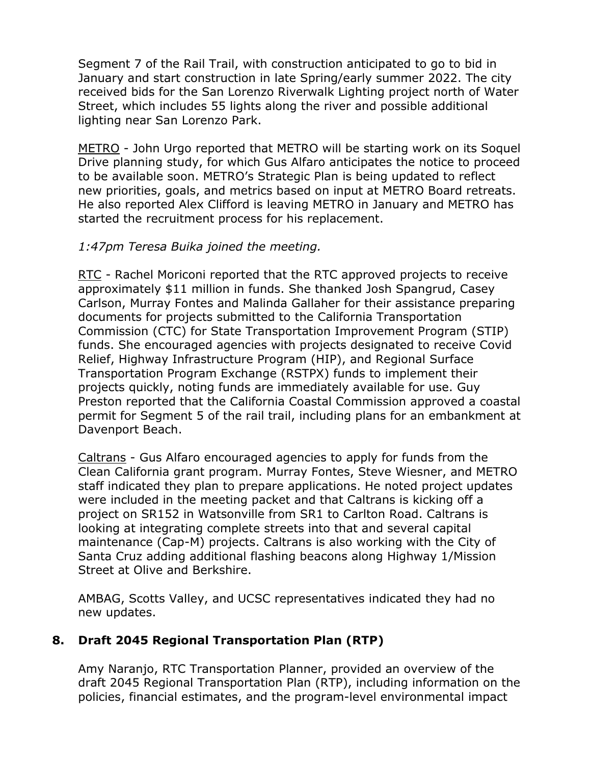Segment 7 of the Rail Trail, with construction anticipated to go to bid in January and start construction in late Spring/early summer 2022. The city received bids for the San Lorenzo Riverwalk Lighting project north of Water Street, which includes 55 lights along the river and possible additional lighting near San Lorenzo Park.

<u>METRO</u> - John Urgo reported that METRO will be starting work on its Soquel Drive planning study, for which Gus Alfaro anticipates the notice to proceed to be available soon. METRO's Strategic Plan is being updated to reflect new priorities, goals, and metrics based on input at METRO Board retreats. He also reported Alex Clifford is leaving METRO in January and METRO has started the recruitment process for his replacement.

*1:47pm Teresa Buika joined the meeting.*

<u>RTC</u> - Rachel Moriconi reported that the RTC approved projects to receive approximately $11 million in funds. She thanked Josh Spangrud, Casey Carlson, Murray Fontes and Malinda Gallaher for their assistance preparing documents for projects submitted to the California Transportation Commission (CTC) for State Transportation Improvement Program (STIP) funds. She encouraged agencies with projects designated to receive Covid Relief, Highway Infrastructure Program (HIP), and Regional Surface Transportation Program Exchange (RSTPX) funds to implement their projects quickly, noting funds are immediately available for use. Guy Preston reported that the California Coastal Commission approved a coastal permit for Segment 5 of the rail trail, including plans for an embankment at Davenport Beach.

<u>Caltrans</u> - Gus Alfaro encouraged agencies to apply for funds from the Clean California grant program. Murray Fontes, Steve Wiesner, and METRO staff indicated they plan to prepare applications. He noted project updates were included in the meeting packet and that Caltrans is kicking off a project on SR152 in Watsonville from SR1 to Carlton Road. Caltrans is looking at integrating complete streets into that and several capital maintenance (Cap-M) projects. Caltrans is also working with the City of Santa Cruz adding additional flashing beacons along Highway 1/Mission Street at Olive and Berkshire.

AMBAG, Scotts Valley, and UCSC representatives indicated they had no new updates.

## 8. Draft 2045 Regional Transportation Plan (RTP)

Amy Naranjo, RTC Transportation Planner, provided an overview of the draft 2045 Regional Transportation Plan (RTP), including information on the policies, financial estimates, and the program-level environmental impact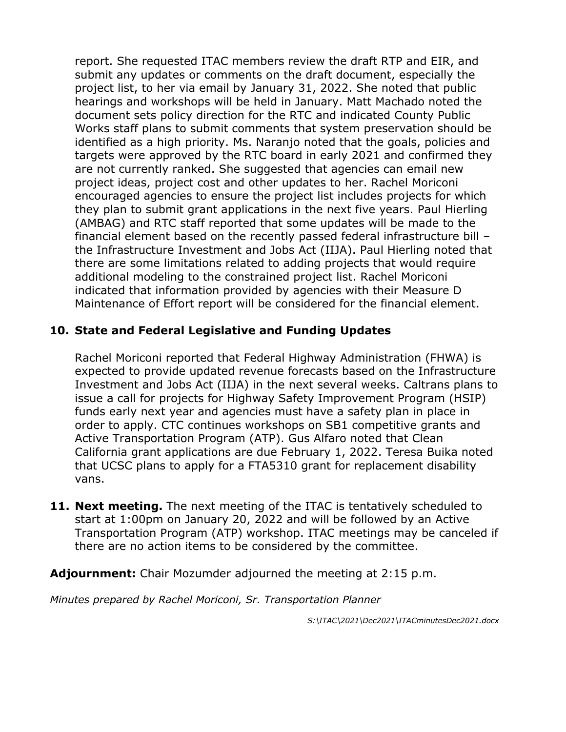report. She requested ITAC members review the draft RTP and EIR, and submit any updates or comments on the draft document, especially the project list, to her via email by January 31, 2022. She noted that public hearings and workshops will be held in January. Matt Machado noted the document sets policy direction for the RTC and indicated County Public Works staff plans to submit comments that system preservation should be identified as a high priority. Ms. Naranjo noted that the goals, policies and targets were approved by the RTC board in early 2021 and confirmed they are not currently ranked. She suggested that agencies can email new project ideas, project cost and other updates to her. Rachel Moriconi encouraged agencies to ensure the project list includes projects for which they plan to submit grant applications in the next five years. Paul Hierling (AMBAG) and RTC staff reported that some updates will be made to the financial element based on the recently passed federal infrastructure bill – the Infrastructure Investment and Jobs Act (IIJA). Paul Hierling noted that there are some limitations related to adding projects that would require additional modeling to the constrained project list. Rachel Moriconi indicated that information provided by agencies with their Measure D Maintenance of Effort report will be considered for the financial element.

**10. State and Federal Legislative and Funding Updates**

Rachel Moriconi reported that Federal Highway Administration (FHWA) is expected to provide updated revenue forecasts based on the Infrastructure Investment and Jobs Act (IIJA) in the next several weeks. Caltrans plans to issue a call for projects for Highway Safety Improvement Program (HSIP) funds early next year and agencies must have a safety plan in place in order to apply. CTC continues workshops on SB1 competitive grants and Active Transportation Program (ATP). Gus Alfaro noted that Clean California grant applications are due February 1, 2022. Teresa Buika noted that UCSC plans to apply for a FTA5310 grant for replacement disability vans.

**11. Next meeting.** The next meeting of the ITAC is tentatively scheduled to start at 1:00pm on January 20, 2022 and will be followed by an Active Transportation Program (ATP) workshop. ITAC meetings may be canceled if there are no action items to be considered by the committee.

**Adjournment:** Chair Mozumder adjourned the meeting at 2:15 p.m.

*Minutes prepared by Rachel Moriconi, Sr. Transportation Planner*

*S:\ITAC\2021\Dec2021\ITACminutesDec2021.docx*